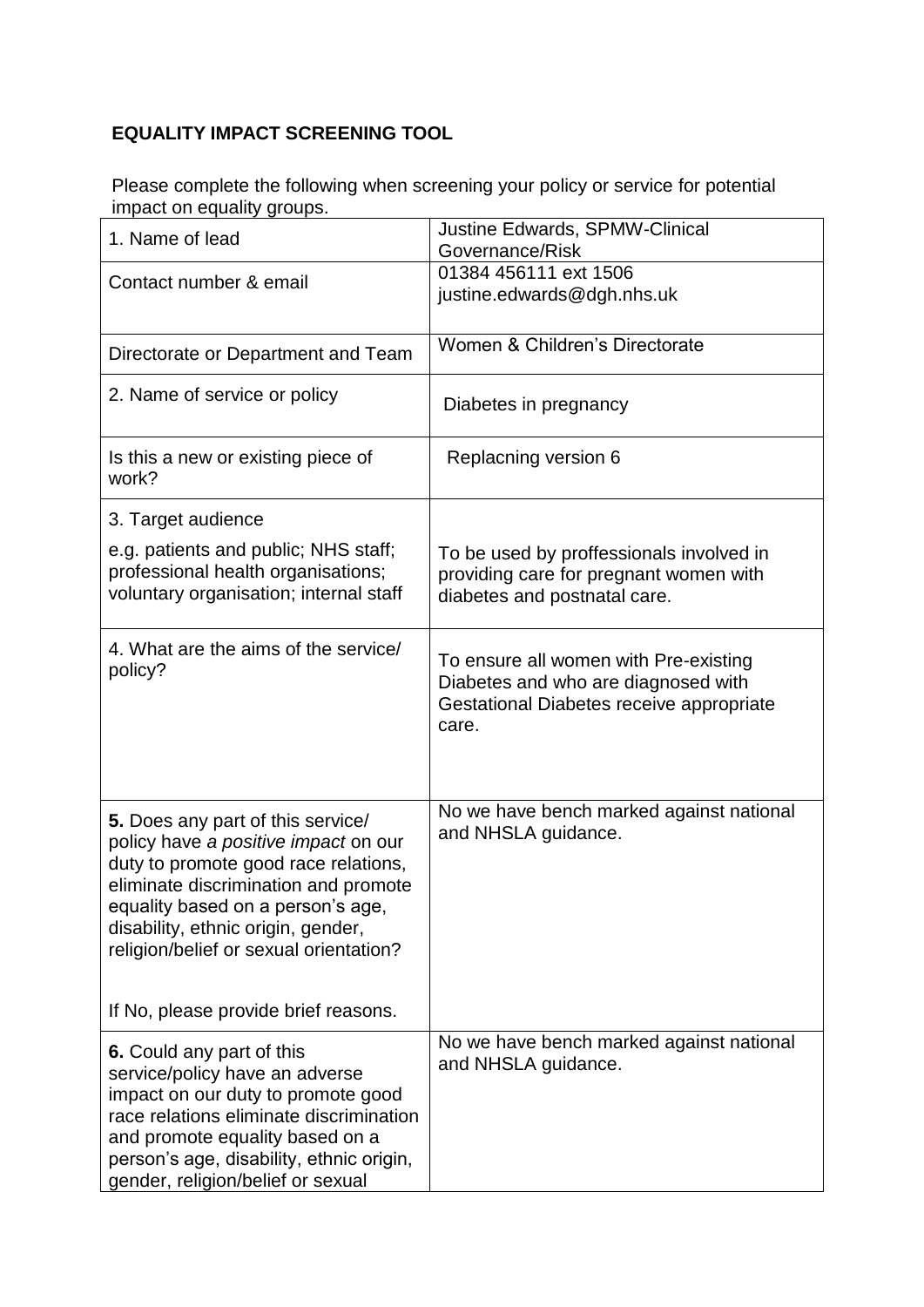**EQUALITY IMPACT SCREENING TOOL**

Please complete the following when screening your policy or service for potential impact on equality groups.

| | |
|---|---|
| 1. Name of lead | Justine Edwards, SPMW-Clinical Governance/Risk |
| Contact number & email | 01384 456111 ext 1506<br>justine.edwards@dgh.nhs.uk |
| Directorate or Department and Team | Women & Children's Directorate |
| 2. Name of service or policy | Diabetes in pregnancy |
| Is this a new or existing piece of work? | Replacning version 6 |
| 3. Target audience<br><br>e.g. patients and public; NHS staff; professional health organisations; voluntary organisation; internal staff | To be used by proffessionals involved in providing care for pregnant women with diabetes and postnatal care. |
| 4. What are the aims of the service/ policy? | To ensure all women with Pre-existing Diabetes and who are diagnosed with Gestational Diabetes receive appropriate care. |
| **5.** Does any part of this service/ policy have *a positive impact* on our duty to promote good race relations, eliminate discrimination and promote equality based on a person's age, disability, ethnic origin, gender, religion/belief or sexual orientation?<br><br>If No, please provide brief reasons. | No we have bench marked against national and NHSLA guidance. |
| **6.** Could any part of this service/policy have an adverse impact on our duty to promote good race relations eliminate discrimination and promote equality based on a person's age, disability, ethnic origin, gender, religion/belief or sexual | No we have bench marked against national and NHSLA guidance. |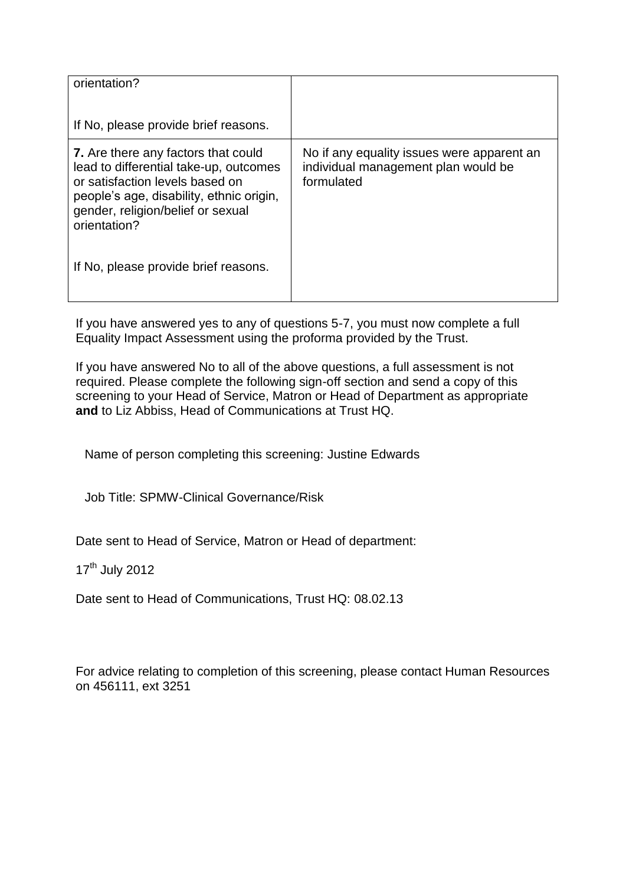| | |
|---|---|
| orientation?<br><br>If No, please provide brief reasons. | |
| **7.** Are there any factors that could lead to differential take-up, outcomes or satisfaction levels based on people's age, disability, ethnic origin, gender, religion/belief or sexual orientation?<br><br>If No, please provide brief reasons. | No if any equality issues were apparent an individual management plan would be formulated |

If you have answered yes to any of questions 5-7, you must now complete a full Equality Impact Assessment using the proforma provided by the Trust.

If you have answered No to all of the above questions, a full assessment is not required. Please complete the following sign-off section and send a copy of this screening to your Head of Service, Matron or Head of Department as appropriate **and** to Liz Abbiss, Head of Communications at Trust HQ.

Name of person completing this screening: Justine Edwards

Job Title: SPMW-Clinical Governance/Risk

Date sent to Head of Service, Matron or Head of department:

17th July 2012

Date sent to Head of Communications, Trust HQ: 08.02.13

For advice relating to completion of this screening, please contact Human Resources on 456111, ext 3251